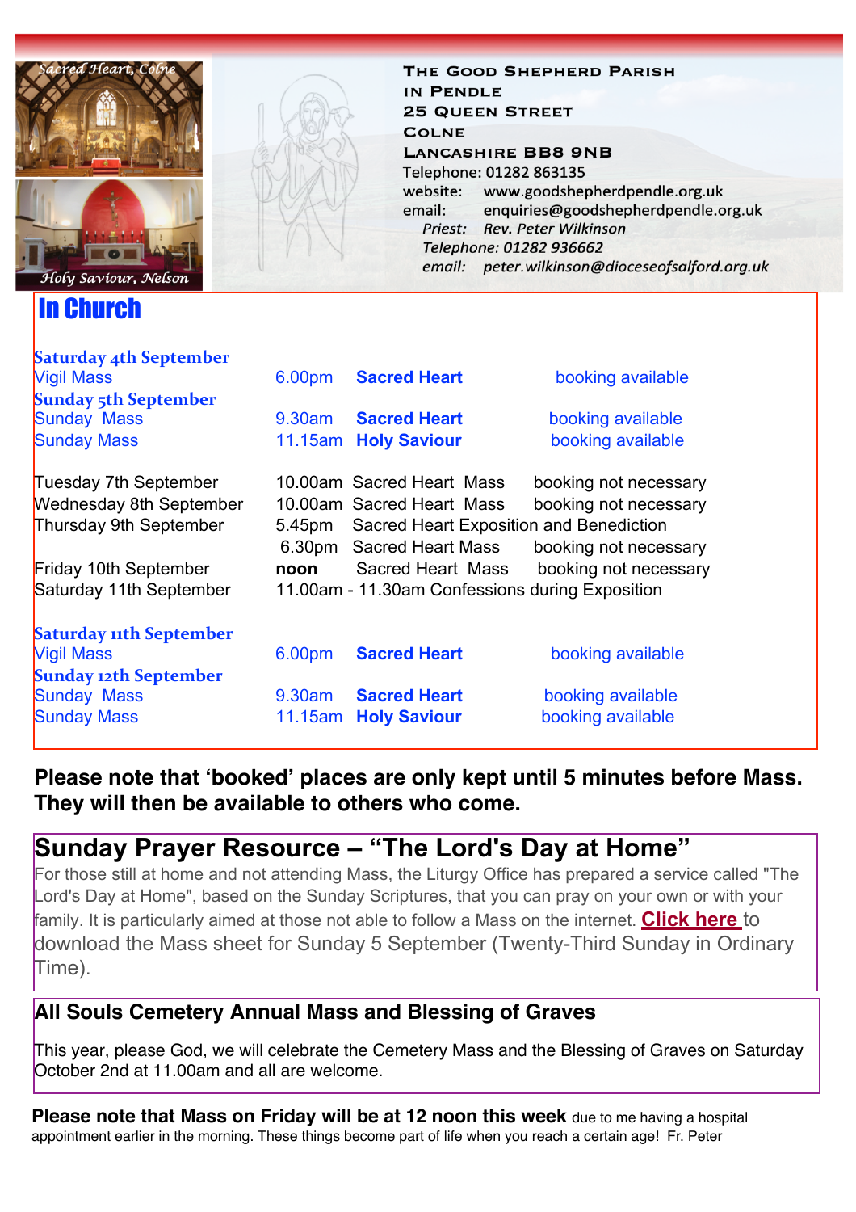Sacred Heart, Colne

Holy Saviour, Nelson

**The Good Shepherd Parish in Pendle**
**25 Queen Street**
**Colne**
**Lancashire BB8 9NB**
Telephone: 01282 863135
website: www.goodshepherdpendle.org.uk
email: enquiries@goodshepherdpendle.org.uk
*Priest: Rev. Peter Wilkinson*
*Telephone: 01282 936662*
*email: peter.wilkinson@dioceseofsalford.org.uk*

# In Church

| | | | |
|---|---|---|---|
| **Saturday 4th September** | | | |
| Vigil Mass | 6.00pm | **Sacred Heart** | booking available |
| **Sunday 5th September** | | | |
| Sunday Mass | 9.30am | **Sacred Heart** | booking available |
| Sunday Mass | 11.15am | **Holy Saviour** | booking available |
| | | | |
| Tuesday 7th September | 10.00am | Sacred Heart Mass | booking not necessary |
| Wednesday 8th September | 10.00am | Sacred Heart Mass | booking not necessary |
| Thursday 9th September | 5.45pm | Sacred Heart Exposition and Benediction | |
| | 6.30pm | Sacred Heart Mass | booking not necessary |
| Friday 10th September | **noon** | Sacred Heart Mass | booking not necessary |
| Saturday 11th September | 11.00am - 11.30am | Confessions during Exposition | |
| | | | |
| **Saturday 11th September** | | | |
| Vigil Mass | 6.00pm | **Sacred Heart** | booking available |
| **Sunday 12th September** | | | |
| Sunday Mass | 9.30am | **Sacred Heart** | booking available |
| Sunday Mass | 11.15am | **Holy Saviour** | booking available |

**Please note that 'booked' places are only kept until 5 minutes before Mass. They will then be available to others who come.**

## Sunday Prayer Resource – "The Lord's Day at Home"

For those still at home and not attending Mass, the Liturgy Office has prepared a service called "The Lord's Day at Home", based on the Sunday Scriptures, that you can pray on your own or with your family. It is particularly aimed at those not able to follow a Mass on the internet. **Click here** to download the Mass sheet for Sunday 5 September (Twenty-Third Sunday in Ordinary Time).

## All Souls Cemetery Annual Mass and Blessing of Graves

This year, please God, we will celebrate the Cemetery Mass and the Blessing of Graves on Saturday October 2nd at 11.00am and all are welcome.

**Please note that Mass on Friday will be at 12 noon this week** due to me having a hospital appointment earlier in the morning. These things become part of life when you reach a certain age! Fr. Peter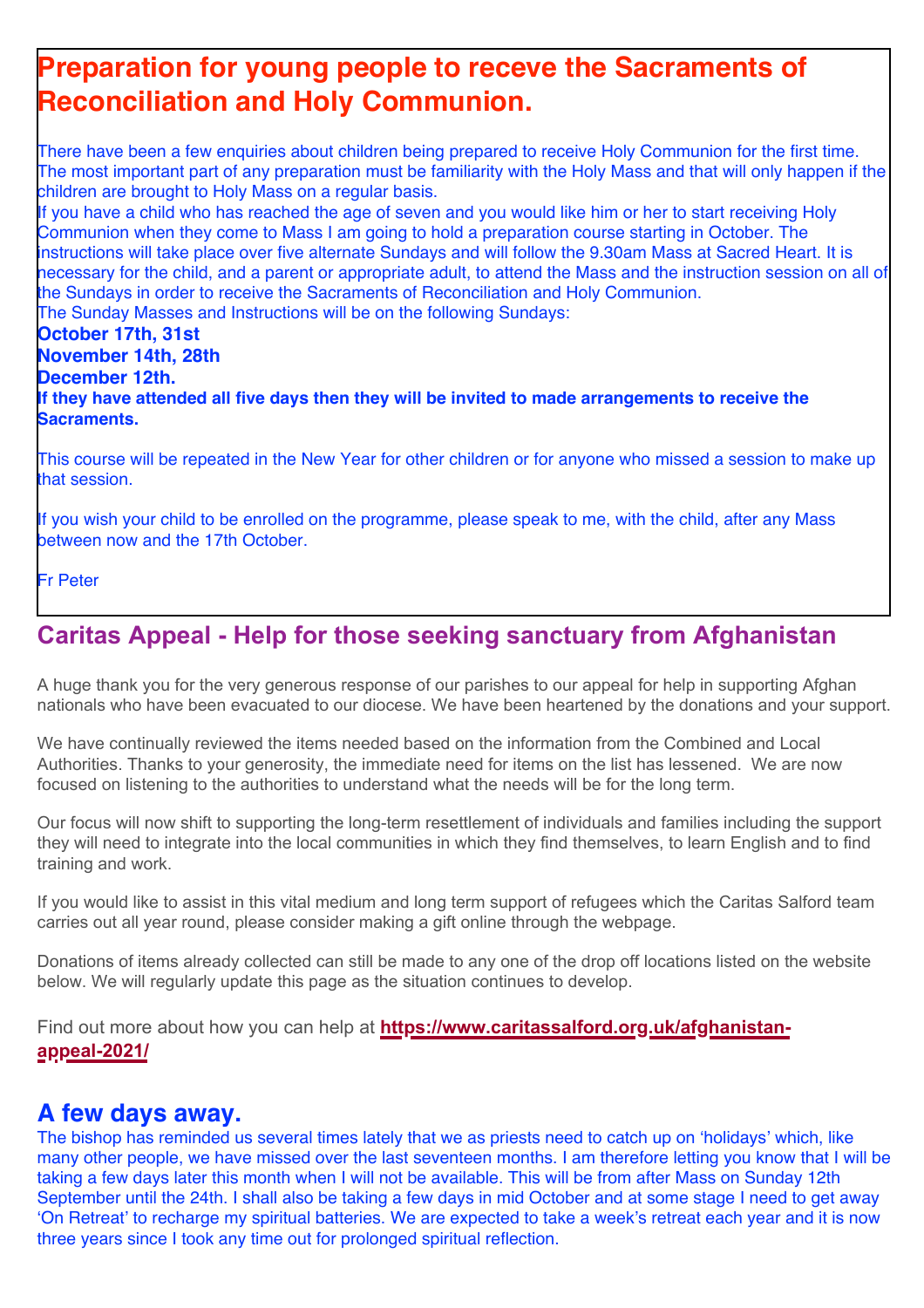# Preparation for young people to receve the Sacraments of Reconciliation and Holy Communion.

There have been a few enquiries about children being prepared to receive Holy Communion for the first time. The most important part of any preparation must be familiarity with the Holy Mass and that will only happen if the children are brought to Holy Mass on a regular basis.

If you have a child who has reached the age of seven and you would like him or her to start receiving Holy Communion when they come to Mass I am going to hold a preparation course starting in October. The instructions will take place over five alternate Sundays and will follow the 9.30am Mass at Sacred Heart. It is necessary for the child, and a parent or appropriate adult, to attend the Mass and the instruction session on all of the Sundays in order to receive the Sacraments of Reconciliation and Holy Communion.

The Sunday Masses and Instructions will be on the following Sundays:

**October 17th, 31st**
**November 14th, 28th**
**December 12th.**

**If they have attended all five days then they will be invited to made arrangements to receive the Sacraments.**

This course will be repeated in the New Year for other children or for anyone who missed a session to make up that session.

If you wish your child to be enrolled on the programme, please speak to me, with the child, after any Mass between now and the 17th October.

Fr Peter

## Caritas Appeal - Help for those seeking sanctuary from Afghanistan

A huge thank you for the very generous response of our parishes to our appeal for help in supporting Afghan nationals who have been evacuated to our diocese. We have been heartened by the donations and your support.

We have continually reviewed the items needed based on the information from the Combined and Local Authorities. Thanks to your generosity, the immediate need for items on the list has lessened. We are now focused on listening to the authorities to understand what the needs will be for the long term.

Our focus will now shift to supporting the long-term resettlement of individuals and families including the support they will need to integrate into the local communities in which they find themselves, to learn English and to find training and work.

If you would like to assist in this vital medium and long term support of refugees which the Caritas Salford team carries out all year round, please consider making a gift online through the webpage.

Donations of items already collected can still be made to any one of the drop off locations listed on the website below. We will regularly update this page as the situation continues to develop.

Find out more about how you can help at **https://www.caritassalford.org.uk/afghanistan-appeal-2021/**

## A few days away.

The bishop has reminded us several times lately that we as priests need to catch up on 'holidays' which, like many other people, we have missed over the last seventeen months. I am therefore letting you know that I will be taking a few days later this month when I will not be available. This will be from after Mass on Sunday 12th September until the 24th. I shall also be taking a few days in mid October and at some stage I need to get away 'On Retreat' to recharge my spiritual batteries. We are expected to take a week's retreat each year and it is now three years since I took any time out for prolonged spiritual reflection.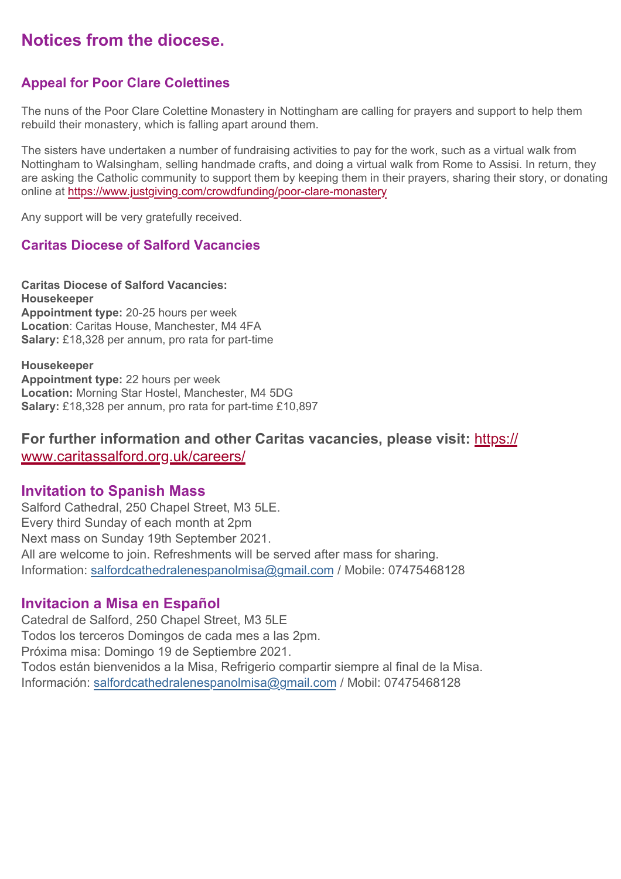# Notices from the diocese.

## Appeal for Poor Clare Colettines

The nuns of the Poor Clare Colettine Monastery in Nottingham are calling for prayers and support to help them rebuild their monastery, which is falling apart around them.

The sisters have undertaken a number of fundraising activities to pay for the work, such as a virtual walk from Nottingham to Walsingham, selling handmade crafts, and doing a virtual walk from Rome to Assisi. In return, they are asking the Catholic community to support them by keeping them in their prayers, sharing their story, or donating online at https://www.justgiving.com/crowdfunding/poor-clare-monastery

Any support will be very gratefully received.

## Caritas Diocese of Salford Vacancies

**Caritas Diocese of Salford Vacancies:**
**Housekeeper**
**Appointment type:** 20-25 hours per week
**Location**: Caritas House, Manchester, M4 4FA
**Salary:** £18,328 per annum, pro rata for part-time

**Housekeeper**
**Appointment type:** 22 hours per week
**Location:** Morning Star Hostel, Manchester, M4 5DG
**Salary:** £18,328 per annum, pro rata for part-time £10,897

**For further information and other Caritas vacancies, please visit:** https://www.caritassalford.org.uk/careers/

## Invitation to Spanish Mass

Salford Cathedral, 250 Chapel Street, M3 5LE.
Every third Sunday of each month at 2pm
Next mass on Sunday 19th September 2021.
All are welcome to join. Refreshments will be served after mass for sharing.
Information: salfordcathedralenespanolmisa@gmail.com / Mobile: 07475468128

## Invitacion a Misa en Español

Catedral de Salford, 250 Chapel Street, M3 5LE
Todos los terceros Domingos de cada mes a las 2pm.
Próxima misa: Domingo 19 de Septiembre 2021.
Todos están bienvenidos a la Misa, Refrigerio compartir siempre al final de la Misa.
Información: salfordcathedralenespanolmisa@gmail.com / Mobil: 07475468128